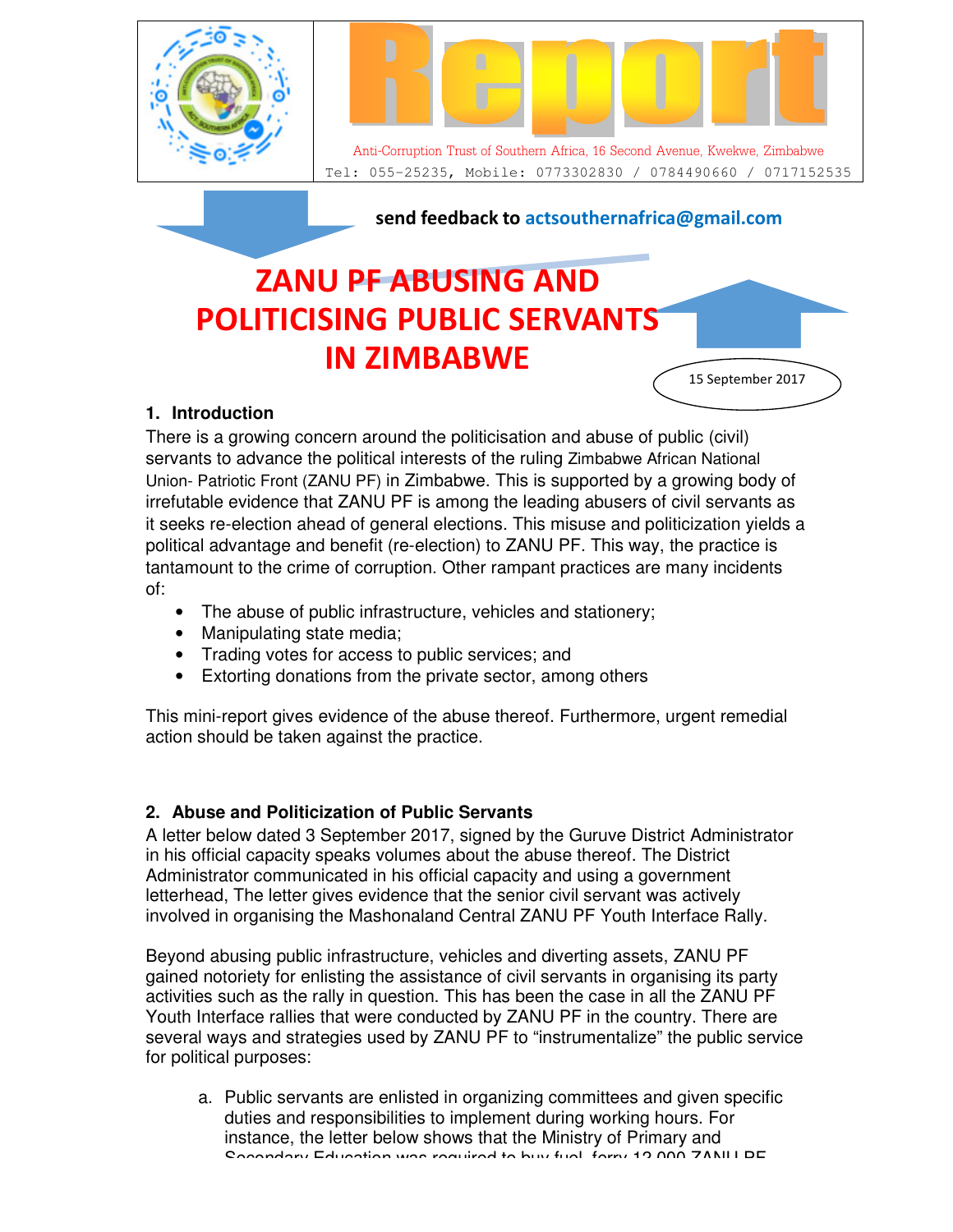# Report

Anti-Corruption Trust of Southern Africa, 16 Second Avenue, Kwekwe, Zimbabwe

Tel: 055-25235, Mobile: 0773302830 / 0784490660 / 0717152535

**send feedback to actsouthernafrica@gmail.com**

# ZANU PF ABUSING AND POLITICISING PUBLIC SERVANTS IN ZIMBABWE

15 September 2017

## 1. Introduction

There is a growing concern around the politicisation and abuse of public (civil) servants to advance the political interests of the ruling Zimbabwe African National Union- Patriotic Front (ZANU PF) in Zimbabwe. This is supported by a growing body of irrefutable evidence that ZANU PF is among the leading abusers of civil servants as it seeks re-election ahead of general elections. This misuse and politicization yields a political advantage and benefit (re-election) to ZANU PF. This way, the practice is tantamount to the crime of corruption. Other rampant practices are many incidents of:

- The abuse of public infrastructure, vehicles and stationery;
- Manipulating state media;
- Trading votes for access to public services; and
- Extorting donations from the private sector, among others

This mini-report gives evidence of the abuse thereof. Furthermore, urgent remedial action should be taken against the practice.

## 2. Abuse and Politicization of Public Servants

A letter below dated 3 September 2017, signed by the Guruve District Administrator in his official capacity speaks volumes about the abuse thereof. The District Administrator communicated in his official capacity and using a government letterhead, The letter gives evidence that the senior civil servant was actively involved in organising the Mashonaland Central ZANU PF Youth Interface Rally.

Beyond abusing public infrastructure, vehicles and diverting assets, ZANU PF gained notoriety for enlisting the assistance of civil servants in organising its party activities such as the rally in question. This has been the case in all the ZANU PF Youth Interface rallies that were conducted by ZANU PF in the country. There are several ways and strategies used by ZANU PF to "instrumentalize" the public service for political purposes:

a. Public servants are enlisted in organizing committees and given specific duties and responsibilities to implement during working hours. For instance, the letter below shows that the Ministry of Primary and Secondary Education was required to buy fuel, ferry 12 000 ZANU PF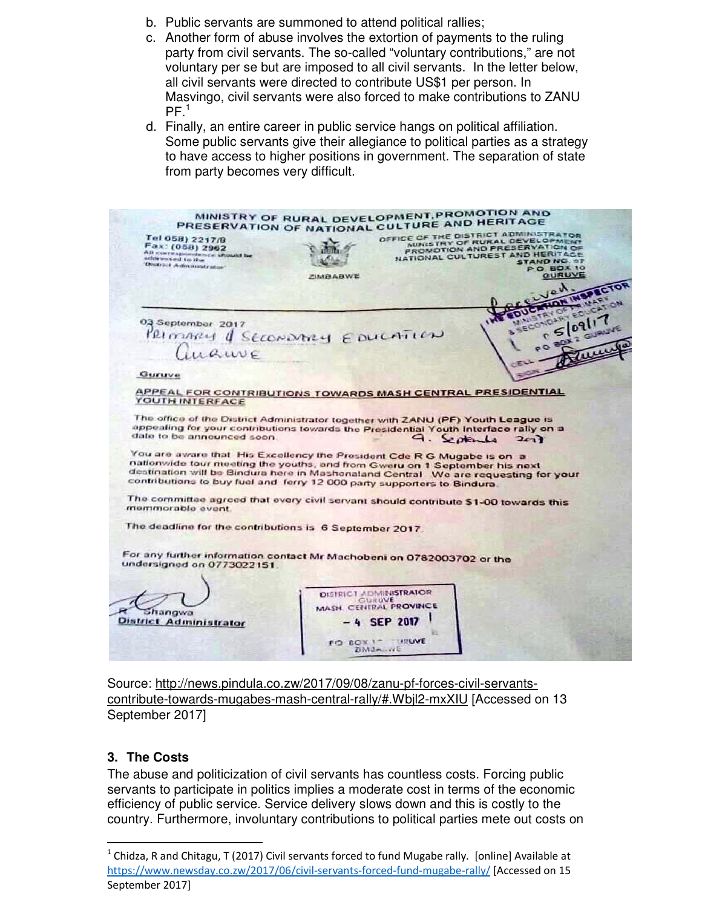b. Public servants are summoned to attend political rallies;
c. Another form of abuse involves the extortion of payments to the ruling party from civil servants. The so-called "voluntary contributions," are not voluntary per se but are imposed to all civil servants. In the letter below, all civil servants were directed to contribute US$1 per person. In Masvingo, civil servants were also forced to make contributions to ZANU PF.[1]
d. Finally, an entire career in public service hangs on political affiliation. Some public servants give their allegiance to political parties as a strategy to have access to higher positions in government. The separation of state from party becomes very difficult.

MINISTRY OF RURAL DEVELOPMENT, PROMOTION AND PRESERVATION OF NATIONAL CULTURE AND HERITAGE

Tel 058) 2217/8
Fax: (058) 2962
All correspondence should be addressed to the 'District Administrator'

ZIMBABWE

OFFICE OF THE DISTRICT ADMINISTRATOR
MINISTRY OF RURAL DEVELOPMENT PROMOTION AND PRESERVATION OF NATIONAL CULTUREST AND HERITAGE
STAND NO. 57
P O BOX 10
GURUVE

Received.
THE EDUCATION INSPECTOR
MINISTRY OF PRIMARY & SECONDARY EDUCATION
5/09/17
PO BOX 2 GURUVE

03 September 2017
Primary & Secondary Education
Guruve

Guruve

**APPEAL FOR CONTRIBUTIONS TOWARDS MASH CENTRAL PRESIDENTIAL YOUTH INTERFACE**

The office of the District Administrator together with ZANU (PF) Youth League is appealing for your contributions towards the Presidential Youth Interface rally on a date to be announced soon. 9. September 2017

You are aware that His Excellency the President Cde R G Mugabe is on a nationwide tour meeting the youths, and from Gweru on 1 September his next destination will be Bindura here in Mashonaland Central. We are requesting for your contributions to buy fuel and ferry 12 000 party supporters to Bindura.

The committee agreed that every civil servant should contribute $1-00 towards this memmorable event.

The deadline for the contributions is 6 September 2017.

For any further information contact Mr Machobeni on 0782003702 or the undersigned on 0773022151.

R Shangwa
District Administrator

DISTRICT ADMINISTRATOR
GURUVE
MASH. CENTRAL PROVINCE
– 4 SEP 2017
PO BOX 10 GURUVE
ZIMBABWE

Source: http://news.pindula.co.zw/2017/09/08/zanu-pf-forces-civil-servants-contribute-towards-mugabes-mash-central-rally/#.Wbjl2-mxXIU [Accessed on 13 September 2017]

### 3. The Costs

The abuse and politicization of civil servants has countless costs. Forcing public servants to participate in politics implies a moderate cost in terms of the economic efficiency of public service. Service delivery slows down and this is costly to the country. Furthermore, involuntary contributions to political parties mete out costs on

[1] Chidza, R and Chitagu, T (2017) Civil servants forced to fund Mugabe rally. [online] Available at https://www.newsday.co.zw/2017/06/civil-servants-forced-fund-mugabe-rally/ [Accessed on 15 September 2017]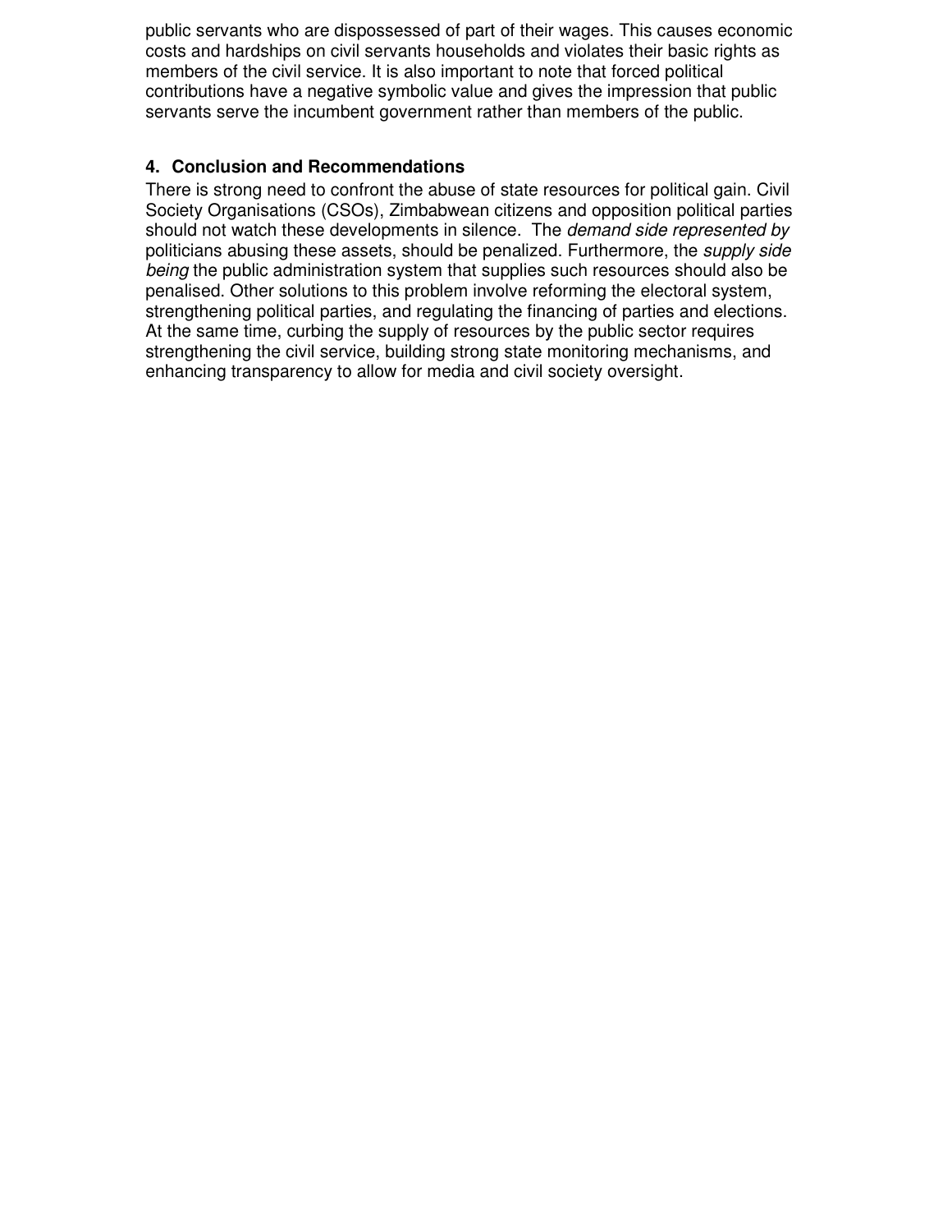public servants who are dispossessed of part of their wages. This causes economic costs and hardships on civil servants households and violates their basic rights as members of the civil service. It is also important to note that forced political contributions have a negative symbolic value and gives the impression that public servants serve the incumbent government rather than members of the public.

## 4. Conclusion and Recommendations

There is strong need to confront the abuse of state resources for political gain. Civil Society Organisations (CSOs), Zimbabwean citizens and opposition political parties should not watch these developments in silence. The *demand side represented by* politicians abusing these assets, should be penalized. Furthermore, the *supply side being* the public administration system that supplies such resources should also be penalised. Other solutions to this problem involve reforming the electoral system, strengthening political parties, and regulating the financing of parties and elections. At the same time, curbing the supply of resources by the public sector requires strengthening the civil service, building strong state monitoring mechanisms, and enhancing transparency to allow for media and civil society oversight.